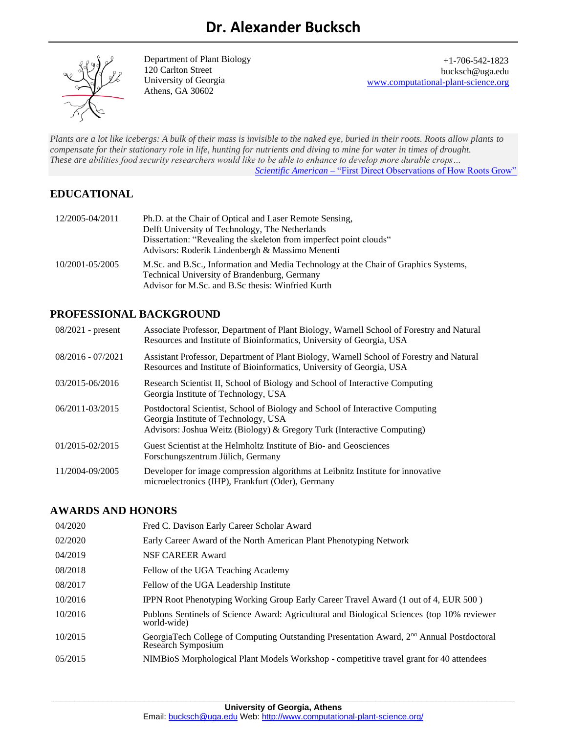# Dr. Alexander Bucksch

Department of Plant Biology
120 Carlton Street
University of Georgia
Athens, GA 30602

+1-706-542-1823
bucksch@uga.edu
www.computational-plant-science.org

*Plants are a lot like icebergs: A bulk of their mass is invisible to the naked eye, buried in their roots. Roots allow plants to compensate for their stationary role in life, hunting for nutrients and diving to mine for water in times of drought. These are abilities food security researchers would like to be able to enhance to develop more durable crops…*

*Scientific American* – "First Direct Observations of How Roots Grow"

## EDUCATIONAL

| | |
|---|---|
| 12/2005-04/2011 | Ph.D. at the Chair of Optical and Laser Remote Sensing, Delft University of Technology, The Netherlands<br>Dissertation: "Revealing the skeleton from imperfect point clouds"<br>Advisors: Roderik Lindenbergh & Massimo Menenti |
| 10/2001-05/2005 | M.Sc. and B.Sc., Information and Media Technology at the Chair of Graphics Systems, Technical University of Brandenburg, Germany<br>Advisor for M.Sc. and B.Sc thesis: Winfried Kurth |

## PROFESSIONAL BACKGROUND

| | |
|---|---|
| 08/2021 - present | Associate Professor, Department of Plant Biology, Warnell School of Forestry and Natural Resources and Institute of Bioinformatics, University of Georgia, USA |
| 08/2016 - 07/2021 | Assistant Professor, Department of Plant Biology, Warnell School of Forestry and Natural Resources and Institute of Bioinformatics, University of Georgia, USA |
| 03/2015-06/2016 | Research Scientist II, School of Biology and School of Interactive Computing<br>Georgia Institute of Technology, USA |
| 06/2011-03/2015 | Postdoctoral Scientist, School of Biology and School of Interactive Computing<br>Georgia Institute of Technology, USA<br>Advisors: Joshua Weitz (Biology) & Gregory Turk (Interactive Computing) |
| 01/2015-02/2015 | Guest Scientist at the Helmholtz Institute of Bio- and Geosciences<br>Forschungszentrum Jülich, Germany |
| 11/2004-09/2005 | Developer for image compression algorithms at Leibnitz Institute for innovative microelectronics (IHP), Frankfurt (Oder), Germany |

## AWARDS AND HONORS

| | |
|---|---|
| 04/2020 | Fred C. Davison Early Career Scholar Award |
| 02/2020 | Early Career Award of the North American Plant Phenotyping Network |
| 04/2019 | NSF CAREER Award |
| 08/2018 | Fellow of the UGA Teaching Academy |
| 08/2017 | Fellow of the UGA Leadership Institute |
| 10/2016 | IPPN Root Phenotyping Working Group Early Career Travel Award (1 out of 4, EUR 500 ) |
| 10/2016 | Publons Sentinels of Science Award: Agricultural and Biological Sciences (top 10% reviewer world-wide) |
| 10/2015 | GeorgiaTech College of Computing Outstanding Presentation Award, 2nd Annual Postdoctoral Research Symposium |
| 05/2015 | NIMBioS Morphological Plant Models Workshop - competitive travel grant for 40 attendees |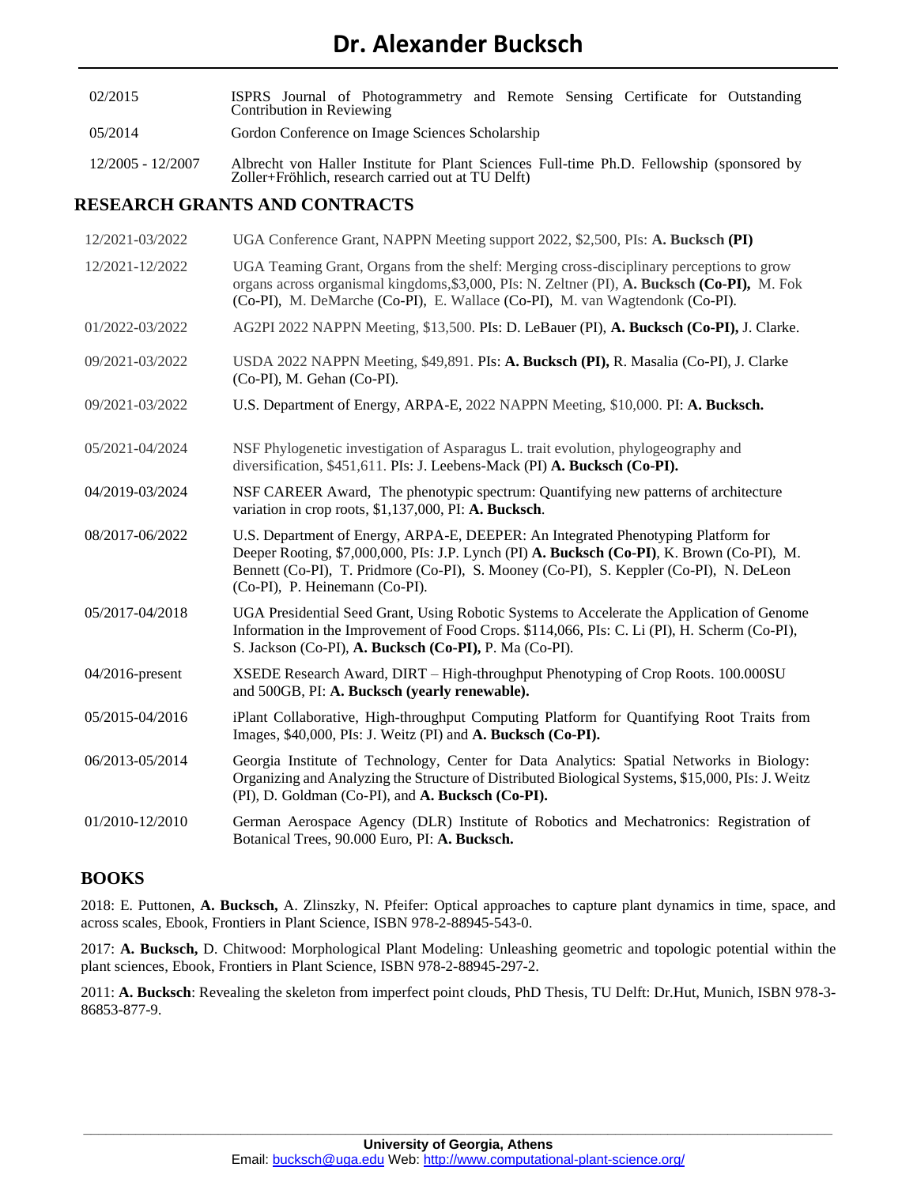| | |
|---|---|
| 02/2015 | ISPRS Journal of Photogrammetry and Remote Sensing Certificate for Outstanding Contribution in Reviewing |
| 05/2014 | Gordon Conference on Image Sciences Scholarship |
| 12/2005 - 12/2007 | Albrecht von Haller Institute for Plant Sciences Full-time Ph.D. Fellowship (sponsored by Zoller+Fröhlich, research carried out at TU Delft) |

## RESEARCH GRANTS AND CONTRACTS

| | |
|---|---|
| 12/2021-03/2022 | UGA Conference Grant, NAPPN Meeting support 2022, $2,500, PIs: **A. Bucksch (PI)** |
| 12/2021-12/2022 | UGA Teaming Grant, Organs from the shelf: Merging cross-disciplinary perceptions to grow organs across organismal kingdoms,$3,000, PIs: N. Zeltner (PI), **A. Bucksch (Co-PI),** M. Fok (Co-PI), M. DeMarche (Co-PI), E. Wallace (Co-PI), M. van Wagtendonk (Co-PI). |
| 01/2022-03/2022 | AG2PI 2022 NAPPN Meeting, $13,500. PIs: D. LeBauer (PI), **A. Bucksch (Co-PI),** J. Clarke. |
| 09/2021-03/2022 | USDA 2022 NAPPN Meeting, $49,891. PIs: **A. Bucksch (PI),** R. Masalia (Co-PI), J. Clarke (Co-PI), M. Gehan (Co-PI). |
| 09/2021-03/2022 | U.S. Department of Energy, ARPA-E, 2022 NAPPN Meeting, $10,000. PI: **A. Bucksch.** |
| 05/2021-04/2024 | NSF Phylogenetic investigation of Asparagus L. trait evolution, phylogeography and diversification, $451,611. PIs: J. Leebens-Mack (PI) **A. Bucksch (Co-PI).** |
| 04/2019-03/2024 | NSF CAREER Award, The phenotypic spectrum: Quantifying new patterns of architecture variation in crop roots, $1,137,000, PI: **A. Bucksch**. |
| 08/2017-06/2022 | U.S. Department of Energy, ARPA-E, DEEPER: An Integrated Phenotyping Platform for Deeper Rooting, $7,000,000, PIs: J.P. Lynch (PI) **A. Bucksch (Co-PI)**, K. Brown (Co-PI), M. Bennett (Co-PI), T. Pridmore (Co-PI), S. Mooney (Co-PI), S. Keppler (Co-PI), N. DeLeon (Co-PI), P. Heinemann (Co-PI). |
| 05/2017-04/2018 | UGA Presidential Seed Grant, Using Robotic Systems to Accelerate the Application of Genome Information in the Improvement of Food Crops. $114,066, PIs: C. Li (PI), H. Scherm (Co-PI), S. Jackson (Co-PI), **A. Bucksch (Co-PI),** P. Ma (Co-PI). |
| 04/2016-present | XSEDE Research Award, DIRT – High-throughput Phenotyping of Crop Roots. 100.000SU and 500GB, PI: **A. Bucksch (yearly renewable).** |
| 05/2015-04/2016 | iPlant Collaborative, High-throughput Computing Platform for Quantifying Root Traits from Images, $40,000, PIs: J. Weitz (PI) and **A. Bucksch (Co-PI).** |
| 06/2013-05/2014 | Georgia Institute of Technology, Center for Data Analytics: Spatial Networks in Biology: Organizing and Analyzing the Structure of Distributed Biological Systems, $15,000, PIs: J. Weitz (PI), D. Goldman (Co-PI), and **A. Bucksch (Co-PI).** |
| 01/2010-12/2010 | German Aerospace Agency (DLR) Institute of Robotics and Mechatronics: Registration of Botanical Trees, 90.000 Euro, PI: **A. Bucksch.** |

## BOOKS

2018: E. Puttonen, **A. Bucksch,** A. Zlinszky, N. Pfeifer: Optical approaches to capture plant dynamics in time, space, and across scales, Ebook, Frontiers in Plant Science, ISBN 978-2-88945-543-0.

2017: **A. Bucksch,** D. Chitwood: Morphological Plant Modeling: Unleashing geometric and topologic potential within the plant sciences, Ebook, Frontiers in Plant Science, ISBN 978-2-88945-297-2.

2011: **A. Bucksch**: Revealing the skeleton from imperfect point clouds, PhD Thesis, TU Delft: Dr.Hut, Munich, ISBN 978-3-86853-877-9.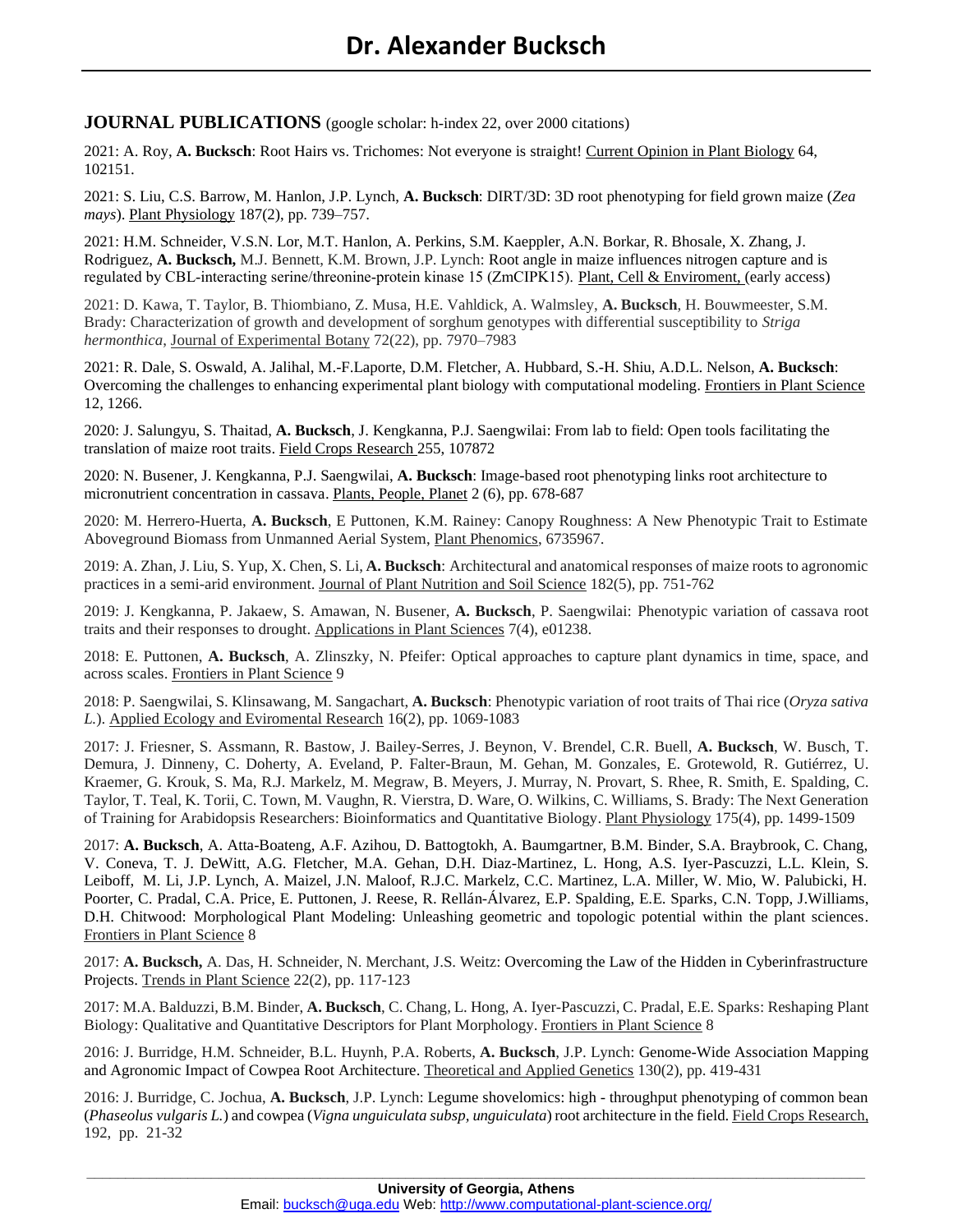# Dr. Alexander Bucksch

**JOURNAL PUBLICATIONS** (google scholar: h-index 22, over 2000 citations)

2021: A. Roy, **A. Bucksch**: Root Hairs vs. Trichomes: Not everyone is straight! Current Opinion in Plant Biology 64, 102151.

2021: S. Liu, C.S. Barrow, M. Hanlon, J.P. Lynch, **A. Bucksch**: DIRT/3D: 3D root phenotyping for field grown maize (*Zea mays*). Plant Physiology 187(2), pp. 739–757.

2021: H.M. Schneider, V.S.N. Lor, M.T. Hanlon, A. Perkins, S.M. Kaeppler, A.N. Borkar, R. Bhosale, X. Zhang, J. Rodriguez, **A. Bucksch,** M.J. Bennett, K.M. Brown, J.P. Lynch: Root angle in maize influences nitrogen capture and is regulated by CBL-interacting serine/threonine-protein kinase 15 (ZmCIPK15). Plant, Cell & Enviroment, (early access)

2021: D. Kawa, T. Taylor, B. Thiombiano, Z. Musa, H.E. Vahldick, A. Walmsley, **A. Bucksch**, H. Bouwmeester, S.M. Brady: Characterization of growth and development of sorghum genotypes with differential susceptibility to *Striga hermonthica*, Journal of Experimental Botany 72(22), pp. 7970–7983

2021: R. Dale, S. Oswald, A. Jalihal, M.-F.Laporte, D.M. Fletcher, A. Hubbard, S.-H. Shiu, A.D.L. Nelson, **A. Bucksch**: Overcoming the challenges to enhancing experimental plant biology with computational modeling. Frontiers in Plant Science 12, 1266.

2020: J. Salungyu, S. Thaitad, **A. Bucksch**, J. Kengkanna, P.J. Saengwilai: From lab to field: Open tools facilitating the translation of maize root traits. Field Crops Research 255, 107872

2020: N. Busener, J. Kengkanna, P.J. Saengwilai, **A. Bucksch**: Image-based root phenotyping links root architecture to micronutrient concentration in cassava. Plants, People, Planet 2 (6), pp. 678-687

2020: M. Herrero-Huerta, **A. Bucksch**, E Puttonen, K.M. Rainey: Canopy Roughness: A New Phenotypic Trait to Estimate Aboveground Biomass from Unmanned Aerial System, Plant Phenomics, 6735967.

2019: A. Zhan, J. Liu, S. Yup, X. Chen, S. Li, **A. Bucksch**: Architectural and anatomical responses of maize roots to agronomic practices in a semi-arid environment. Journal of Plant Nutrition and Soil Science 182(5), pp. 751-762

2019: J. Kengkanna, P. Jakaew, S. Amawan, N. Busener, **A. Bucksch**, P. Saengwilai: Phenotypic variation of cassava root traits and their responses to drought. Applications in Plant Sciences 7(4), e01238.

2018: E. Puttonen, **A. Bucksch**, A. Zlinszky, N. Pfeifer: Optical approaches to capture plant dynamics in time, space, and across scales. Frontiers in Plant Science 9

2018: P. Saengwilai, S. Klinsawang, M. Sangachart, **A. Bucksch**: Phenotypic variation of root traits of Thai rice (*Oryza sativa L.*). Applied Ecology and Eviromental Research 16(2), pp. 1069-1083

2017: J. Friesner, S. Assmann, R. Bastow, J. Bailey-Serres, J. Beynon, V. Brendel, C.R. Buell, **A. Bucksch**, W. Busch, T. Demura, J. Dinneny, C. Doherty, A. Eveland, P. Falter-Braun, M. Gehan, M. Gonzales, E. Grotewold, R. Gutiérrez, U. Kraemer, G. Krouk, S. Ma, R.J. Markelz, M. Megraw, B. Meyers, J. Murray, N. Provart, S. Rhee, R. Smith, E. Spalding, C. Taylor, T. Teal, K. Torii, C. Town, M. Vaughn, R. Vierstra, D. Ware, O. Wilkins, C. Williams, S. Brady: The Next Generation of Training for Arabidopsis Researchers: Bioinformatics and Quantitative Biology. Plant Physiology 175(4), pp. 1499-1509

2017: **A. Bucksch**, A. Atta-Boateng, A.F. Azihou, D. Battogtokh, A. Baumgartner, B.M. Binder, S.A. Braybrook, C. Chang, V. Coneva, T. J. DeWitt, A.G. Fletcher, M.A. Gehan, D.H. Diaz-Martinez, L. Hong, A.S. Iyer-Pascuzzi, L.L. Klein, S. Leiboff, M. Li, J.P. Lynch, A. Maizel, J.N. Maloof, R.J.C. Markelz, C.C. Martinez, L.A. Miller, W. Mio, W. Palubicki, H. Poorter, C. Pradal, C.A. Price, E. Puttonen, J. Reese, R. Rellán-Álvarez, E.P. Spalding, E.E. Sparks, C.N. Topp, J.Williams, D.H. Chitwood: Morphological Plant Modeling: Unleashing geometric and topologic potential within the plant sciences. Frontiers in Plant Science 8

2017: **A. Bucksch,** A. Das, H. Schneider, N. Merchant, J.S. Weitz: Overcoming the Law of the Hidden in Cyberinfrastructure Projects. Trends in Plant Science 22(2), pp. 117-123

2017: M.A. Balduzzi, B.M. Binder, **A. Bucksch**, C. Chang, L. Hong, A. Iyer-Pascuzzi, C. Pradal, E.E. Sparks: Reshaping Plant Biology: Qualitative and Quantitative Descriptors for Plant Morphology. Frontiers in Plant Science 8

2016: J. Burridge, H.M. Schneider, B.L. Huynh, P.A. Roberts, **A. Bucksch**, J.P. Lynch: Genome-Wide Association Mapping and Agronomic Impact of Cowpea Root Architecture. Theoretical and Applied Genetics 130(2), pp. 419-431

2016: J. Burridge, C. Jochua, **A. Bucksch**, J.P. Lynch: Legume shovelomics: high - throughput phenotyping of common bean (*Phaseolus vulgaris L.*) and cowpea (*Vigna unguiculata subsp, unguiculata*) root architecture in the field. Field Crops Research, 192, pp. 21-32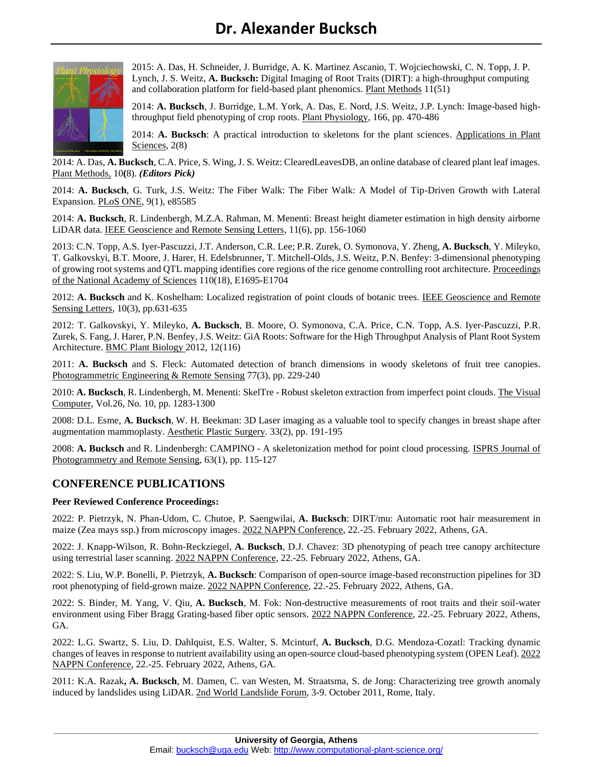2015: A. Das, H. Schneider, J. Burridge, A. K. Martinez Ascanio, T. Wojciechowski, C. N. Topp, J. P. Lynch, J. S. Weitz, **A. Bucksch:** Digital Imaging of Root Traits (DIRT): a high-throughput computing and collaboration platform for field-based plant phenomics. Plant Methods 11(51)

2014: **A. Bucksch**, J. Burridge, L.M. York, A. Das, E. Nord, J.S. Weitz, J.P. Lynch: Image-based high-throughput field phenotyping of crop roots. Plant Physiology, 166, pp. 470-486

2014: **A. Bucksch**: A practical introduction to skeletons for the plant sciences. Applications in Plant Sciences, 2(8)

2014: A. Das, **A. Bucksch**, C.A. Price, S. Wing, J. S. Weitz: ClearedLeavesDB, an online database of cleared plant leaf images. Plant Methods, 10**(**8). ***(Editors Pick)***

2014: **A. Bucksch**, G. Turk, J.S. Weitz: The Fiber Walk: The Fiber Walk: A Model of Tip-Driven Growth with Lateral Expansion. PLoS ONE, 9(1), e85585

2014: **A. Bucksch**, R. Lindenbergh, M.Z.A. Rahman, M. Menenti: Breast height diameter estimation in high density airborne LiDAR data. IEEE Geoscience and Remote Sensing Letters, 11(6), pp. 156-1060

2013: C.N. Topp, A.S. Iyer-Pascuzzi, J.T. Anderson, C.R. Lee; P.R. Zurek, O. Symonova, Y. Zheng, **A. Bucksch**, Y. Mileyko, T. Galkovskyi, B.T. Moore, J. Harer, H. Edelsbrunner, T. Mitchell-Olds, J.S. Weitz, P.N. Benfey: 3-dimensional phenotyping of growing root systems and QTL mapping identifies core regions of the rice genome controlling root architecture. Proceedings of the National Academy of Sciences 110(18), E1695-E1704

2012: **A. Bucksch** and K. Koshelham: Localized registration of point clouds of botanic trees. IEEE Geoscience and Remote Sensing Letters, 10(3), pp.631-635

2012: T. Galkovskyi, Y. Mileyko, **A. Bucksch**, B. Moore, O. Symonova, C.A. Price, C.N. Topp, A.S. Iyer-Pascuzzi, P.R. Zurek, S. Fang, J. Harer, P.N. Benfey, J.S. Weitz: GiA Roots: Software for the High Throughput Analysis of Plant Root System Architecture. BMC Plant Biology 2012, 12(116)

2011: **A. Bucksch** and S. Fleck: Automated detection of branch dimensions in woody skeletons of fruit tree canopies. Photogrammetric Engineering & Remote Sensing 77(3), pp. 229-240

2010: **A. Bucksch**, R. Lindenbergh, M. Menenti: SkelTre - Robust skeleton extraction from imperfect point clouds. The Visual Computer, Vol.26, No. 10, pp. 1283-1300

2008: D.L. Esme, **A. Bucksch**, W. H. Beekman: 3D Laser imaging as a valuable tool to specify changes in breast shape after augmentation mammoplasty. Aesthetic Plastic Surgery. 33(2), pp. 191-195

2008: **A. Bucksch** and R. Lindenbergh: CAMPINO - A skeletonization method for point cloud processing. ISPRS Journal of Photogrammetry and Remote Sensing, 63(1), pp. 115-127

## CONFERENCE PUBLICATIONS

**Peer Reviewed Conference Proceedings:**

2022: P. Pietrzyk, N. Phan-Udom, C. Chutoe, P. Saengwilai, **A. Bucksch**: DIRT/mu: Automatic root hair measurement in maize (Zea mays ssp.) from microscopy images. 2022 NAPPN Conference, 22.-25. February 2022, Athens, GA.

2022: J. Knapp-Wilson, R. Bohn-Reckziegel, **A. Bucksch**, D.J. Chavez: 3D phenotyping of peach tree canopy architecture using terrestrial laser scanning. 2022 NAPPN Conference, 22.-25. February 2022, Athens, GA.

2022: S. Liu, W.P. Bonelli, P. Pietrzyk, **A. Bucksch**: Comparison of open-source image-based reconstruction pipelines for 3D root phenotyping of field-grown maize. 2022 NAPPN Conference, 22.-25. February 2022, Athens, GA.

2022: S. Binder, M. Yang, V. Qiu, **A. Bucksch**, M. Fok: Non-destructive measurements of root traits and their soil-water environment using Fiber Bragg Grating-based fiber optic sensors. 2022 NAPPN Conference, 22.-25. February 2022, Athens, GA.

2022: L.G. Swartz, S. Liu, D. Dahlquist, E.S. Walter, S. Mcinturf, **A. Bucksch**, D.G. Mendoza-Cozatl: Tracking dynamic changes of leaves in response to nutrient availability using an open-source cloud-based phenotyping system (OPEN Leaf). 2022 NAPPN Conference, 22.-25. February 2022, Athens, GA.

2011: K.A. Razak**, A. Bucksch**, M. Damen, C. van Westen, M. Straatsma, S. de Jong: Characterizing tree growth anomaly induced by landslides using LiDAR. 2nd World Landslide Forum, 3-9. October 2011, Rome, Italy.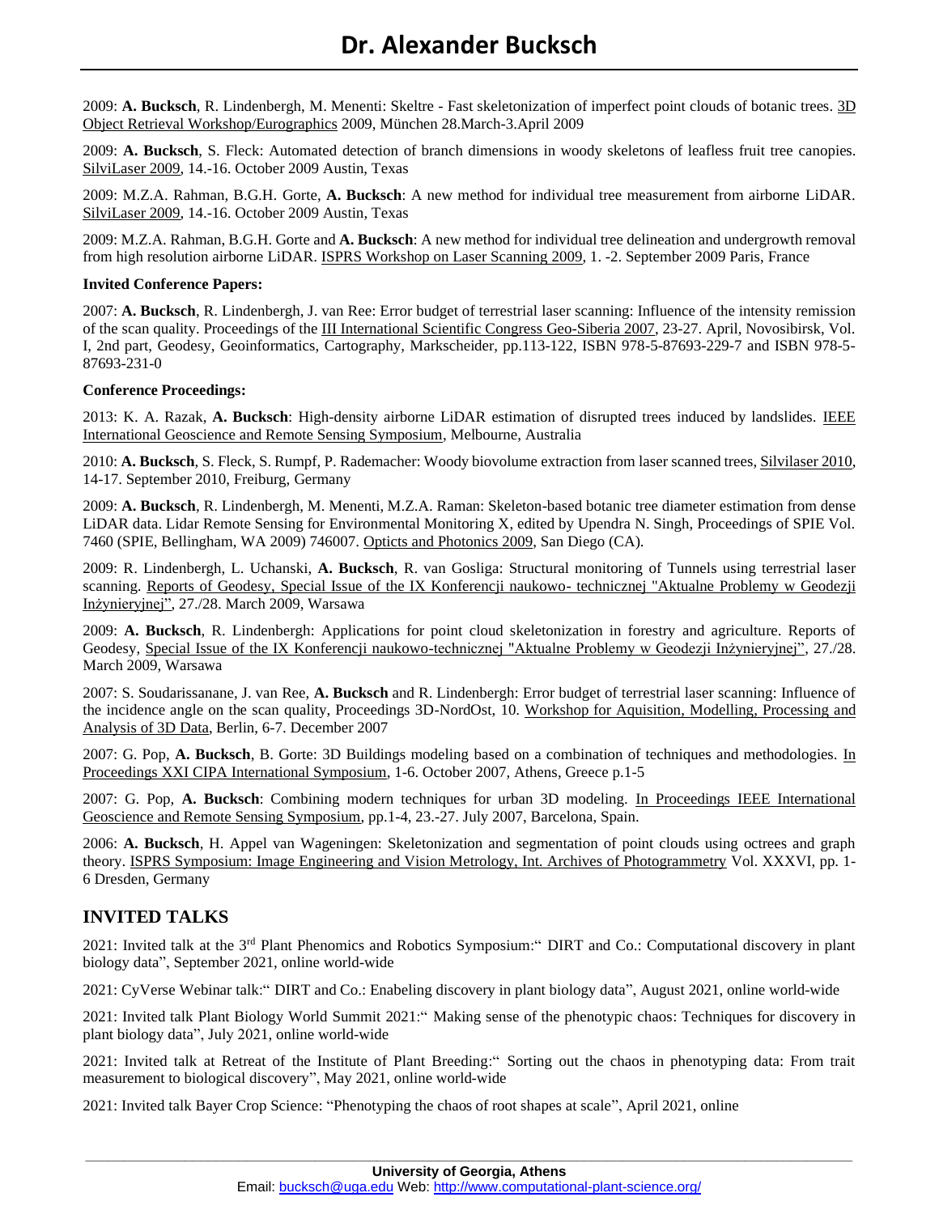2009: **A. Bucksch**, R. Lindenbergh, M. Menenti: Skeltre - Fast skeletonization of imperfect point clouds of botanic trees. 3D Object Retrieval Workshop/Eurographics 2009, München 28.March-3.April 2009

2009: **A. Bucksch**, S. Fleck: Automated detection of branch dimensions in woody skeletons of leafless fruit tree canopies. SilviLaser 2009, 14.-16. October 2009 Austin, Texas

2009: M.Z.A. Rahman, B.G.H. Gorte, **A. Bucksch**: A new method for individual tree measurement from airborne LiDAR. SilviLaser 2009, 14.-16. October 2009 Austin, Texas

2009: M.Z.A. Rahman, B.G.H. Gorte and **A. Bucksch**: A new method for individual tree delineation and undergrowth removal from high resolution airborne LiDAR. ISPRS Workshop on Laser Scanning 2009, 1. -2. September 2009 Paris, France

**Invited Conference Papers:**

2007: **A. Bucksch**, R. Lindenbergh, J. van Ree: Error budget of terrestrial laser scanning: Influence of the intensity remission of the scan quality. Proceedings of the III International Scientific Congress Geo-Siberia 2007, 23-27. April, Novosibirsk, Vol. I, 2nd part, Geodesy, Geoinformatics, Cartography, Markscheider, pp.113-122, ISBN 978-5-87693-229-7 and ISBN 978-5-87693-231-0

**Conference Proceedings:**

2013: K. A. Razak, **A. Bucksch**: High-density airborne LiDAR estimation of disrupted trees induced by landslides. IEEE International Geoscience and Remote Sensing Symposium, Melbourne, Australia

2010: **A. Bucksch**, S. Fleck, S. Rumpf, P. Rademacher: Woody biovolume extraction from laser scanned trees, Silvilaser 2010, 14-17. September 2010, Freiburg, Germany

2009: **A. Bucksch**, R. Lindenbergh, M. Menenti, M.Z.A. Raman: Skeleton-based botanic tree diameter estimation from dense LiDAR data. Lidar Remote Sensing for Environmental Monitoring X, edited by Upendra N. Singh, Proceedings of SPIE Vol. 7460 (SPIE, Bellingham, WA 2009) 746007. Opticts and Photonics 2009, San Diego (CA).

2009: R. Lindenbergh, L. Uchanski, **A. Bucksch**, R. van Gosliga: Structural monitoring of Tunnels using terrestrial laser scanning. Reports of Geodesy, Special Issue of the IX Konferencji naukowo- technicznej "Aktualne Problemy w Geodezji Inżynieryjnej", 27./28. March 2009, Warsawa

2009: **A. Bucksch**, R. Lindenbergh: Applications for point cloud skeletonization in forestry and agriculture. Reports of Geodesy, Special Issue of the IX Konferencji naukowo-technicznej "Aktualne Problemy w Geodezji Inżynieryjnej", 27./28. March 2009, Warsawa

2007: S. Soudarissanane, J. van Ree, **A. Bucksch** and R. Lindenbergh: Error budget of terrestrial laser scanning: Influence of the incidence angle on the scan quality, Proceedings 3D-NordOst, 10. Workshop for Aquisition, Modelling, Processing and Analysis of 3D Data, Berlin, 6-7. December 2007

2007: G. Pop, **A. Bucksch**, B. Gorte: 3D Buildings modeling based on a combination of techniques and methodologies. In Proceedings XXI CIPA International Symposium, 1-6. October 2007, Athens, Greece p.1-5

2007: G. Pop, **A. Bucksch**: Combining modern techniques for urban 3D modeling. In Proceedings IEEE International Geoscience and Remote Sensing Symposium, pp.1-4, 23.-27. July 2007, Barcelona, Spain.

2006: **A. Bucksch**, H. Appel van Wageningen: Skeletonization and segmentation of point clouds using octrees and graph theory. ISPRS Symposium: Image Engineering and Vision Metrology, Int. Archives of Photogrammetry Vol. XXXVI, pp. 1-6 Dresden, Germany

## INVITED TALKS

2021: Invited talk at the 3rd Plant Phenomics and Robotics Symposium:" DIRT and Co.: Computational discovery in plant biology data", September 2021, online world-wide

2021: CyVerse Webinar talk:" DIRT and Co.: Enabeling discovery in plant biology data", August 2021, online world-wide

2021: Invited talk Plant Biology World Summit 2021:" Making sense of the phenotypic chaos: Techniques for discovery in plant biology data", July 2021, online world-wide

2021: Invited talk at Retreat of the Institute of Plant Breeding:" Sorting out the chaos in phenotyping data: From trait measurement to biological discovery", May 2021, online world-wide

2021: Invited talk Bayer Crop Science: "Phenotyping the chaos of root shapes at scale", April 2021, online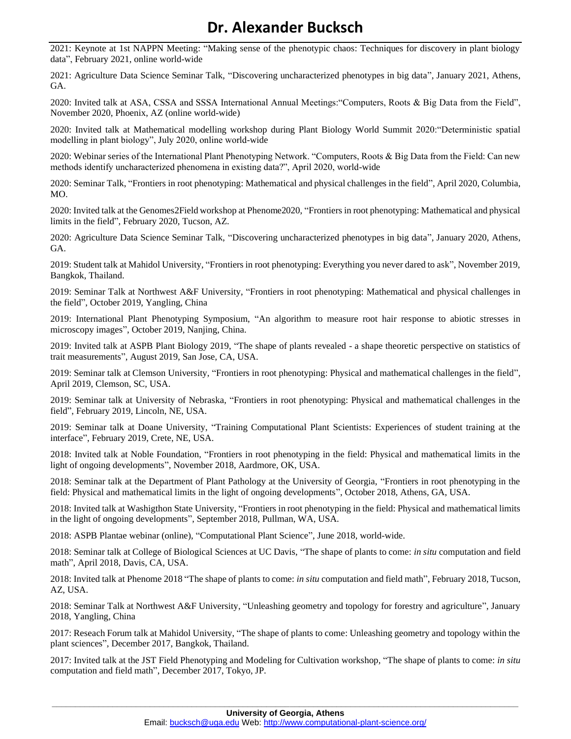2021: Keynote at 1st NAPPN Meeting: “Making sense of the phenotypic chaos: Techniques for discovery in plant biology data”, February 2021, online world-wide

2021: Agriculture Data Science Seminar Talk, “Discovering uncharacterized phenotypes in big data”, January 2021, Athens, GA.

2020: Invited talk at ASA, CSSA and SSSA International Annual Meetings:“Computers, Roots & Big Data from the Field”, November 2020, Phoenix, AZ (online world-wide)

2020: Invited talk at Mathematical modelling workshop during Plant Biology World Summit 2020:“Deterministic spatial modelling in plant biology”, July 2020, online world-wide

2020: Webinar series of the International Plant Phenotyping Network. “Computers, Roots & Big Data from the Field: Can new methods identify uncharacterized phenomena in existing data?”, April 2020, world-wide

2020: Seminar Talk, “Frontiers in root phenotyping: Mathematical and physical challenges in the field”, April 2020, Columbia, MO.

2020: Invited talk at the Genomes2Field workshop at Phenome2020, “Frontiers in root phenotyping: Mathematical and physical limits in the field”, February 2020, Tucson, AZ.

2020: Agriculture Data Science Seminar Talk, “Discovering uncharacterized phenotypes in big data”, January 2020, Athens, GA.

2019: Student talk at Mahidol University, “Frontiers in root phenotyping: Everything you never dared to ask”, November 2019, Bangkok, Thailand.

2019: Seminar Talk at Northwest A&F University, “Frontiers in root phenotyping: Mathematical and physical challenges in the field”, October 2019, Yangling, China

2019: International Plant Phenotyping Symposium, “An algorithm to measure root hair response to abiotic stresses in microscopy images”, October 2019, Nanjing, China.

2019: Invited talk at ASPB Plant Biology 2019, “The shape of plants revealed - a shape theoretic perspective on statistics of trait measurements”, August 2019, San Jose, CA, USA.

2019: Seminar talk at Clemson University, “Frontiers in root phenotyping: Physical and mathematical challenges in the field”, April 2019, Clemson, SC, USA.

2019: Seminar talk at University of Nebraska, “Frontiers in root phenotyping: Physical and mathematical challenges in the field”, February 2019, Lincoln, NE, USA.

2019: Seminar talk at Doane University, “Training Computational Plant Scientists: Experiences of student training at the interface”, February 2019, Crete, NE, USA.

2018: Invited talk at Noble Foundation, “Frontiers in root phenotyping in the field: Physical and mathematical limits in the light of ongoing developments”, November 2018, Aardmore, OK, USA.

2018: Seminar talk at the Department of Plant Pathology at the University of Georgia, “Frontiers in root phenotyping in the field: Physical and mathematical limits in the light of ongoing developments”, October 2018, Athens, GA, USA.

2018: Invited talk at Washigthon State University, “Frontiers in root phenotyping in the field: Physical and mathematical limits in the light of ongoing developments”, September 2018, Pullman, WA, USA.

2018: ASPB Plantae webinar (online), “Computational Plant Science”, June 2018, world-wide.

2018: Seminar talk at College of Biological Sciences at UC Davis, “The shape of plants to come: *in situ* computation and field math”, April 2018, Davis, CA, USA.

2018: Invited talk at Phenome 2018 “The shape of plants to come: *in situ* computation and field math”, February 2018, Tucson, AZ, USA.

2018: Seminar Talk at Northwest A&F University, “Unleashing geometry and topology for forestry and agriculture”, January 2018, Yangling, China

2017: Reseach Forum talk at Mahidol University, “The shape of plants to come: Unleashing geometry and topology within the plant sciences”, December 2017, Bangkok, Thailand.

2017: Invited talk at the JST Field Phenotyping and Modeling for Cultivation workshop, “The shape of plants to come: *in situ* computation and field math”, December 2017, Tokyo, JP.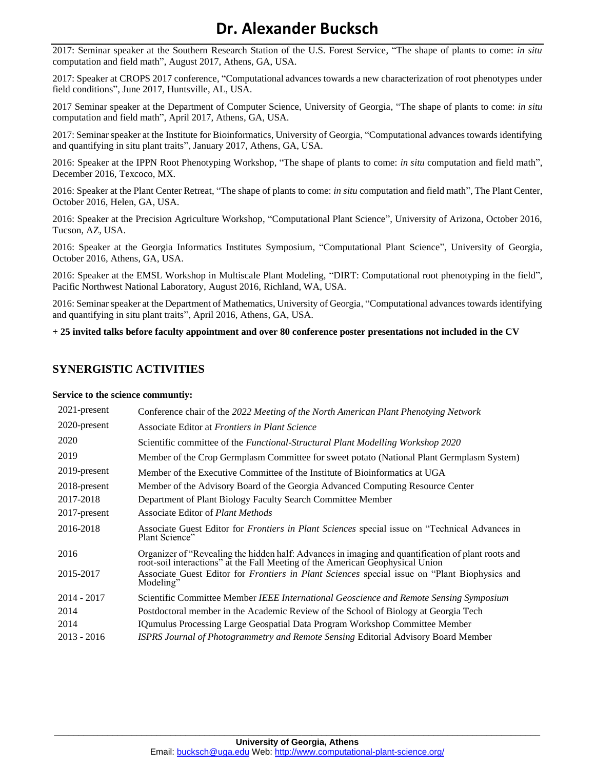2017: Seminar speaker at the Southern Research Station of the U.S. Forest Service, "The shape of plants to come: *in situ* computation and field math", August 2017, Athens, GA, USA.

2017: Speaker at CROPS 2017 conference, "Computational advances towards a new characterization of root phenotypes under field conditions", June 2017, Huntsville, AL, USA.

2017 Seminar speaker at the Department of Computer Science, University of Georgia, "The shape of plants to come: *in situ* computation and field math", April 2017, Athens, GA, USA.

2017: Seminar speaker at the Institute for Bioinformatics, University of Georgia, "Computational advances towards identifying and quantifying in situ plant traits", January 2017, Athens, GA, USA.

2016: Speaker at the IPPN Root Phenotyping Workshop, "The shape of plants to come: *in situ* computation and field math", December 2016, Texcoco, MX.

2016: Speaker at the Plant Center Retreat, "The shape of plants to come: *in situ* computation and field math", The Plant Center, October 2016, Helen, GA, USA.

2016: Speaker at the Precision Agriculture Workshop, "Computational Plant Science", University of Arizona, October 2016, Tucson, AZ, USA.

2016: Speaker at the Georgia Informatics Institutes Symposium, "Computational Plant Science", University of Georgia, October 2016, Athens, GA, USA.

2016: Speaker at the EMSL Workshop in Multiscale Plant Modeling, "DIRT: Computational root phenotyping in the field", Pacific Northwest National Laboratory, August 2016, Richland, WA, USA.

2016: Seminar speaker at the Department of Mathematics, University of Georgia, "Computational advances towards identifying and quantifying in situ plant traits", April 2016, Athens, GA, USA.

**+ 25 invited talks before faculty appointment and over 80 conference poster presentations not included in the CV**

## SYNERGISTIC ACTIVITIES

**Service to the science communtiy:**

| | |
|---|---|
| 2021-present | Conference chair of the *2022 Meeting of the North American Plant Phenotying Network* |
| 2020-present | Associate Editor at *Frontiers in Plant Science* |
| 2020 | Scientific committee of the *Functional-Structural Plant Modelling Workshop 2020* |
| 2019 | Member of the Crop Germplasm Committee for sweet potato (National Plant Germplasm System) |
| 2019-present | Member of the Executive Committee of the Institute of Bioinformatics at UGA |
| 2018-present | Member of the Advisory Board of the Georgia Advanced Computing Resource Center |
| 2017-2018 | Department of Plant Biology Faculty Search Committee Member |
| 2017-present | Associate Editor of *Plant Methods* |
| 2016-2018 | Associate Guest Editor for *Frontiers in Plant Sciences* special issue on "Technical Advances in Plant Science" |
| 2016 | Organizer of "Revealing the hidden half: Advances in imaging and quantification of plant roots and root-soil interactions" at the Fall Meeting of the American Geophysical Union |
| 2015-2017 | Associate Guest Editor for *Frontiers in Plant Sciences* special issue on "Plant Biophysics and Modeling" |
| 2014 - 2017 | Scientific Committee Member *IEEE International Geoscience and Remote Sensing Symposium* |
| 2014 | Postdoctoral member in the Academic Review of the School of Biology at Georgia Tech |
| 2014 | IQumulus Processing Large Geospatial Data Program Workshop Committee Member |
| 2013 - 2016 | *ISPRS Journal of Photogrammetry and Remote Sensing* Editorial Advisory Board Member |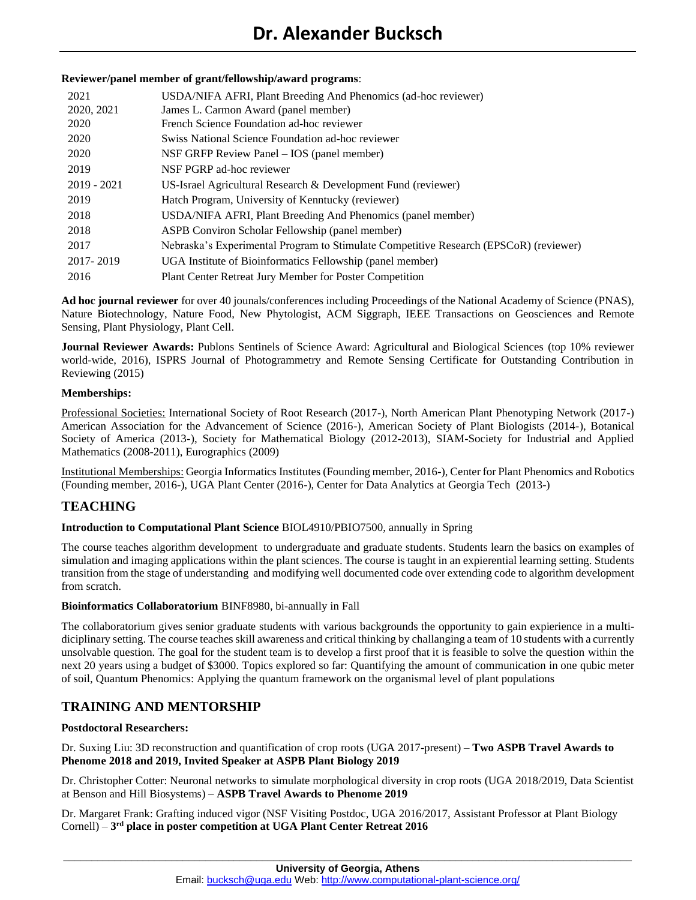**Reviewer/panel member of grant/fellowship/award programs**:

| | |
|---|---|
| 2021 | USDA/NIFA AFRI, Plant Breeding And Phenomics (ad-hoc reviewer) |
| 2020, 2021 | James L. Carmon Award (panel member) |
| 2020 | French Science Foundation ad-hoc reviewer |
| 2020 | Swiss National Science Foundation ad-hoc reviewer |
| 2020 | NSF GRFP Review Panel – IOS (panel member) |
| 2019 | NSF PGRP ad-hoc reviewer |
| 2019 - 2021 | US-Israel Agricultural Research & Development Fund (reviewer) |
| 2019 | Hatch Program, University of Kenntucky (reviewer) |
| 2018 | USDA/NIFA AFRI, Plant Breeding And Phenomics (panel member) |
| 2018 | ASPB Conviron Scholar Fellowship (panel member) |
| 2017 | Nebraska's Experimental Program to Stimulate Competitive Research (EPSCoR) (reviewer) |
| 2017- 2019 | UGA Institute of Bioinformatics Fellowship (panel member) |
| 2016 | Plant Center Retreat Jury Member for Poster Competition |

**Ad hoc journal reviewer** for over 40 jounals/conferences including Proceedings of the National Academy of Science (PNAS), Nature Biotechnology, Nature Food, New Phytologist, ACM Siggraph, IEEE Transactions on Geosciences and Remote Sensing, Plant Physiology, Plant Cell.

**Journal Reviewer Awards:** Publons Sentinels of Science Award: Agricultural and Biological Sciences (top 10% reviewer world-wide, 2016), ISPRS Journal of Photogrammetry and Remote Sensing Certificate for Outstanding Contribution in Reviewing (2015)

**Memberships:**

Professional Societies: International Society of Root Research (2017-), North American Plant Phenotyping Network (2017-) American Association for the Advancement of Science (2016-), American Society of Plant Biologists (2014-), Botanical Society of America (2013-), Society for Mathematical Biology (2012-2013), SIAM-Society for Industrial and Applied Mathematics (2008-2011), Eurographics (2009)

Institutional Memberships: Georgia Informatics Institutes (Founding member, 2016-), Center for Plant Phenomics and Robotics (Founding member, 2016-), UGA Plant Center (2016-), Center for Data Analytics at Georgia Tech (2013-)

## TEACHING

**Introduction to Computational Plant Science** BIOL4910/PBIO7500, annually in Spring

The course teaches algorithm development to undergraduate and graduate students. Students learn the basics on examples of simulation and imaging applications within the plant sciences. The course is taught in an expierential learning setting. Students transition from the stage of understanding and modifying well documented code over extending code to algorithm development from scratch.

**Bioinformatics Collaboratorium** BINF8980, bi-annually in Fall

The collaboratorium gives senior graduate students with various backgrounds the opportunity to gain expierience in a multi-diciplinary setting. The course teaches skill awareness and critical thinking by challanging a team of 10 students with a currently unsolvable question. The goal for the student team is to develop a first proof that it is feasible to solve the question within the next 20 years using a budget of $3000. Topics explored so far: Quantifying the amount of communication in one qubic meter of soil, Quantum Phenomics: Applying the quantum framework on the organismal level of plant populations

## TRAINING AND MENTORSHIP

**Postdoctoral Researchers:**

Dr. Suxing Liu: 3D reconstruction and quantification of crop roots (UGA 2017-present) – **Two ASPB Travel Awards to Phenome 2018 and 2019, Invited Speaker at ASPB Plant Biology 2019**

Dr. Christopher Cotter: Neuronal networks to simulate morphological diversity in crop roots (UGA 2018/2019, Data Scientist at Benson and Hill Biosystems) – **ASPB Travel Awards to Phenome 2019**

Dr. Margaret Frank: Grafting induced vigor (NSF Visiting Postdoc, UGA 2016/2017, Assistant Professor at Plant Biology Cornell) – **3rd place in poster competition at UGA Plant Center Retreat 2016**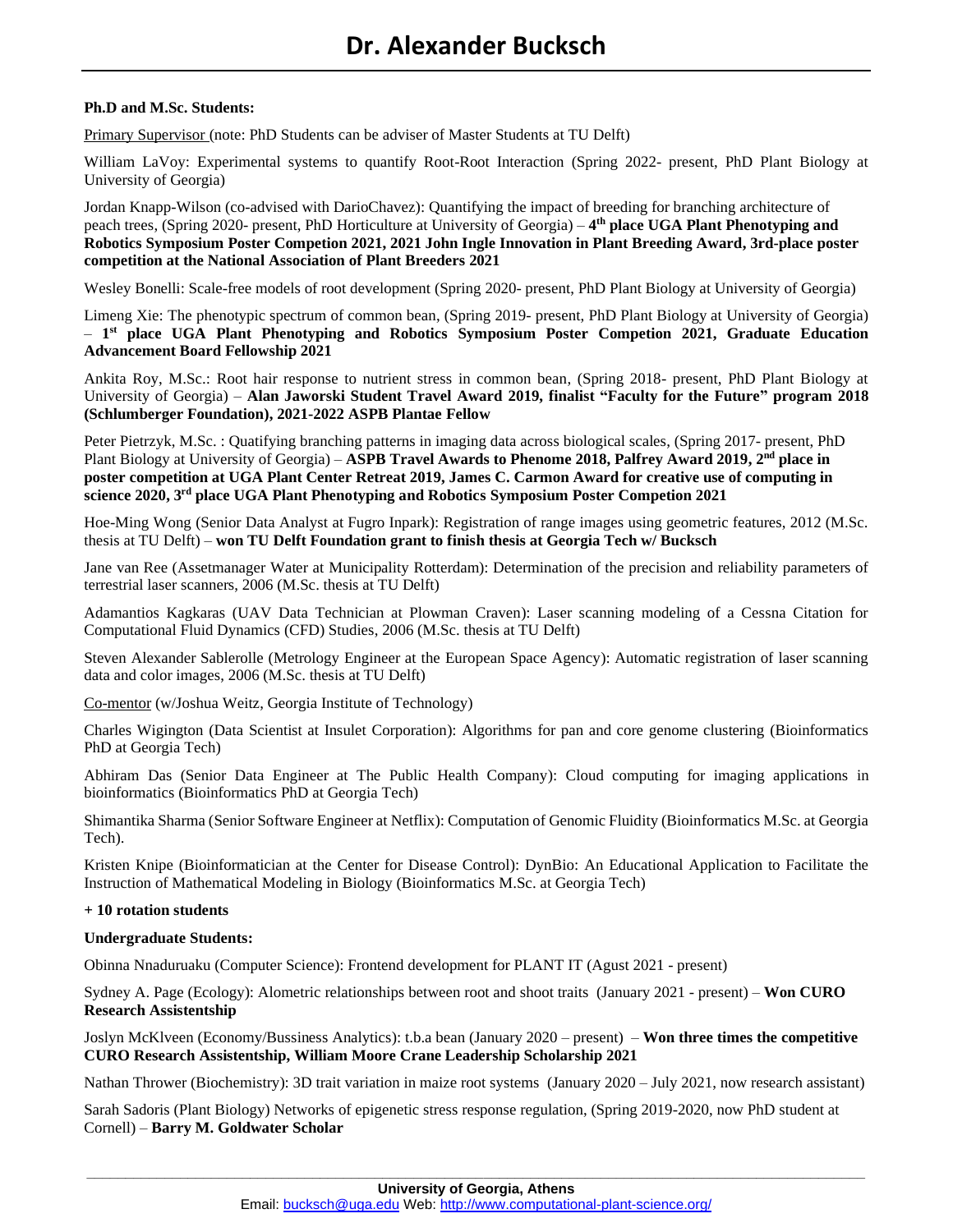**Ph.D and M.Sc. Students:**

Primary Supervisor (note: PhD Students can be adviser of Master Students at TU Delft)

William LaVoy: Experimental systems to quantify Root-Root Interaction (Spring 2022- present, PhD Plant Biology at University of Georgia)

Jordan Knapp-Wilson (co-advised with DarioChavez): Quantifying the impact of breeding for branching architecture of peach trees, (Spring 2020- present, PhD Horticulture at University of Georgia) – **4th place UGA Plant Phenotyping and Robotics Symposium Poster Competion 2021, 2021 John Ingle Innovation in Plant Breeding Award, 3rd-place poster competition at the National Association of Plant Breeders 2021**

Wesley Bonelli: Scale-free models of root development (Spring 2020- present, PhD Plant Biology at University of Georgia)

Limeng Xie: The phenotypic spectrum of common bean, (Spring 2019- present, PhD Plant Biology at University of Georgia) – **1st place UGA Plant Phenotyping and Robotics Symposium Poster Competion 2021, Graduate Education Advancement Board Fellowship 2021**

Ankita Roy, M.Sc.: Root hair response to nutrient stress in common bean, (Spring 2018- present, PhD Plant Biology at University of Georgia) – **Alan Jaworski Student Travel Award 2019, finalist "Faculty for the Future" program 2018 (Schlumberger Foundation), 2021-2022 ASPB Plantae Fellow**

Peter Pietrzyk, M.Sc. : Quatifying branching patterns in imaging data across biological scales, (Spring 2017- present, PhD Plant Biology at University of Georgia) – **ASPB Travel Awards to Phenome 2018, Palfrey Award 2019, 2nd place in poster competition at UGA Plant Center Retreat 2019, James C. Carmon Award for creative use of computing in science 2020, 3rd place UGA Plant Phenotyping and Robotics Symposium Poster Competion 2021**

Hoe-Ming Wong (Senior Data Analyst at Fugro Inpark): Registration of range images using geometric features, 2012 (M.Sc. thesis at TU Delft) – **won TU Delft Foundation grant to finish thesis at Georgia Tech w/ Bucksch**

Jane van Ree (Assetmanager Water at Municipality Rotterdam): Determination of the precision and reliability parameters of terrestrial laser scanners, 2006 (M.Sc. thesis at TU Delft)

Adamantios Kagkaras (UAV Data Technician at Plowman Craven): Laser scanning modeling of a Cessna Citation for Computational Fluid Dynamics (CFD) Studies, 2006 (M.Sc. thesis at TU Delft)

Steven Alexander Sablerolle (Metrology Engineer at the European Space Agency): Automatic registration of laser scanning data and color images, 2006 (M.Sc. thesis at TU Delft)

Co-mentor (w/Joshua Weitz, Georgia Institute of Technology)

Charles Wigington (Data Scientist at Insulet Corporation): Algorithms for pan and core genome clustering (Bioinformatics PhD at Georgia Tech)

Abhiram Das (Senior Data Engineer at The Public Health Company): Cloud computing for imaging applications in bioinformatics (Bioinformatics PhD at Georgia Tech)

Shimantika Sharma (Senior Software Engineer at Netflix): Computation of Genomic Fluidity (Bioinformatics M.Sc. at Georgia Tech).

Kristen Knipe (Bioinformatician at the Center for Disease Control): DynBio: An Educational Application to Facilitate the Instruction of Mathematical Modeling in Biology (Bioinformatics M.Sc. at Georgia Tech)

**+ 10 rotation students**

**Undergraduate Students:**

Obinna Nnaduruaku (Computer Science): Frontend development for PLANT IT (Agust 2021 - present)

Sydney A. Page (Ecology): Alometric relationships between root and shoot traits (January 2021 - present) – **Won CURO Research Assistentship**

Joslyn McKlveen (Economy/Bussiness Analytics): t.b.a bean (January 2020 – present) – **Won three times the competitive CURO Research Assistentship, William Moore Crane Leadership Scholarship 2021**

Nathan Thrower (Biochemistry): 3D trait variation in maize root systems (January 2020 – July 2021, now research assistant)

Sarah Sadoris (Plant Biology) Networks of epigenetic stress response regulation, (Spring 2019-2020, now PhD student at Cornell) – **Barry M. Goldwater Scholar**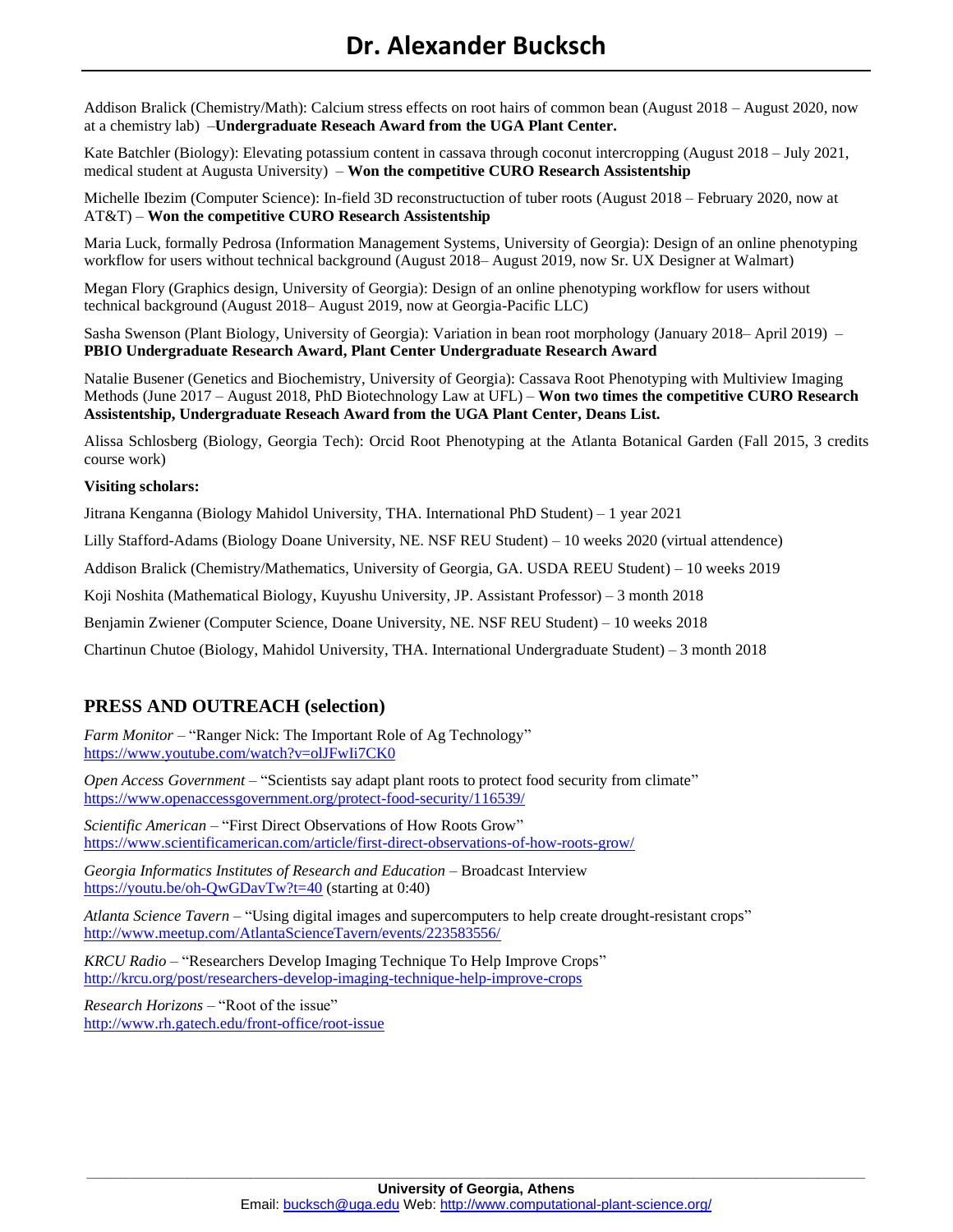Addison Bralick (Chemistry/Math): Calcium stress effects on root hairs of common bean (August 2018 – August 2020, now at a chemistry lab) –**Undergraduate Reseach Award from the UGA Plant Center.**

Kate Batchler (Biology): Elevating potassium content in cassava through coconut intercropping (August 2018 – July 2021, medical student at Augusta University) – **Won the competitive CURO Research Assistentship**

Michelle Ibezim (Computer Science): In-field 3D reconstruction of tuber roots (August 2018 – February 2020, now at AT&T) – **Won the competitive CURO Research Assistentship**

Maria Luck, formally Pedrosa (Information Management Systems, University of Georgia): Design of an online phenotyping workflow for users without technical background (August 2018– August 2019, now Sr. UX Designer at Walmart)

Megan Flory (Graphics design, University of Georgia): Design of an online phenotyping workflow for users without technical background (August 2018– August 2019, now at Georgia-Pacific LLC)

Sasha Swenson (Plant Biology, University of Georgia): Variation in bean root morphology (January 2018– April 2019) – **PBIO Undergraduate Research Award, Plant Center Undergraduate Research Award**

Natalie Busener (Genetics and Biochemistry, University of Georgia): Cassava Root Phenotyping with Multiview Imaging Methods (June 2017 – August 2018, PhD Biotechnology Law at UFL) – **Won two times the competitive CURO Research Assistentship, Undergraduate Reseach Award from the UGA Plant Center, Deans List.**

Alissa Schlosberg (Biology, Georgia Tech): Orcid Root Phenotyping at the Atlanta Botanical Garden (Fall 2015, 3 credits course work)

**Visiting scholars:**

Jitrana Kenganna (Biology Mahidol University, THA. International PhD Student) – 1 year 2021

Lilly Stafford-Adams (Biology Doane University, NE. NSF REU Student) – 10 weeks 2020 (virtual attendence)

Addison Bralick (Chemistry/Mathematics, University of Georgia, GA. USDA REEU Student) – 10 weeks 2019

Koji Noshita (Mathematical Biology, Kuyushu University, JP. Assistant Professor) – 3 month 2018

Benjamin Zwiener (Computer Science, Doane University, NE. NSF REU Student) – 10 weeks 2018

Chartinun Chutoe (Biology, Mahidol University, THA. International Undergraduate Student) – 3 month 2018

## PRESS AND OUTREACH (selection)

*Farm Monitor* – "Ranger Nick: The Important Role of Ag Technology"
https://www.youtube.com/watch?v=olJFwIi7CK0

*Open Access Government* – "Scientists say adapt plant roots to protect food security from climate"
https://www.openaccessgovernment.org/protect-food-security/116539/

*Scientific American* – "First Direct Observations of How Roots Grow"
https://www.scientificamerican.com/article/first-direct-observations-of-how-roots-grow/

*Georgia Informatics Institutes of Research and Education* – Broadcast Interview
https://youtu.be/oh-QwGDavTw?t=40 (starting at 0:40)

*Atlanta Science Tavern* – "Using digital images and supercomputers to help create drought-resistant crops"
http://www.meetup.com/AtlantaScienceTavern/events/223583556/

*KRCU Radio* – "Researchers Develop Imaging Technique To Help Improve Crops"
http://krcu.org/post/researchers-develop-imaging-technique-help-improve-crops

*Research Horizons* – "Root of the issue"
http://www.rh.gatech.edu/front-office/root-issue